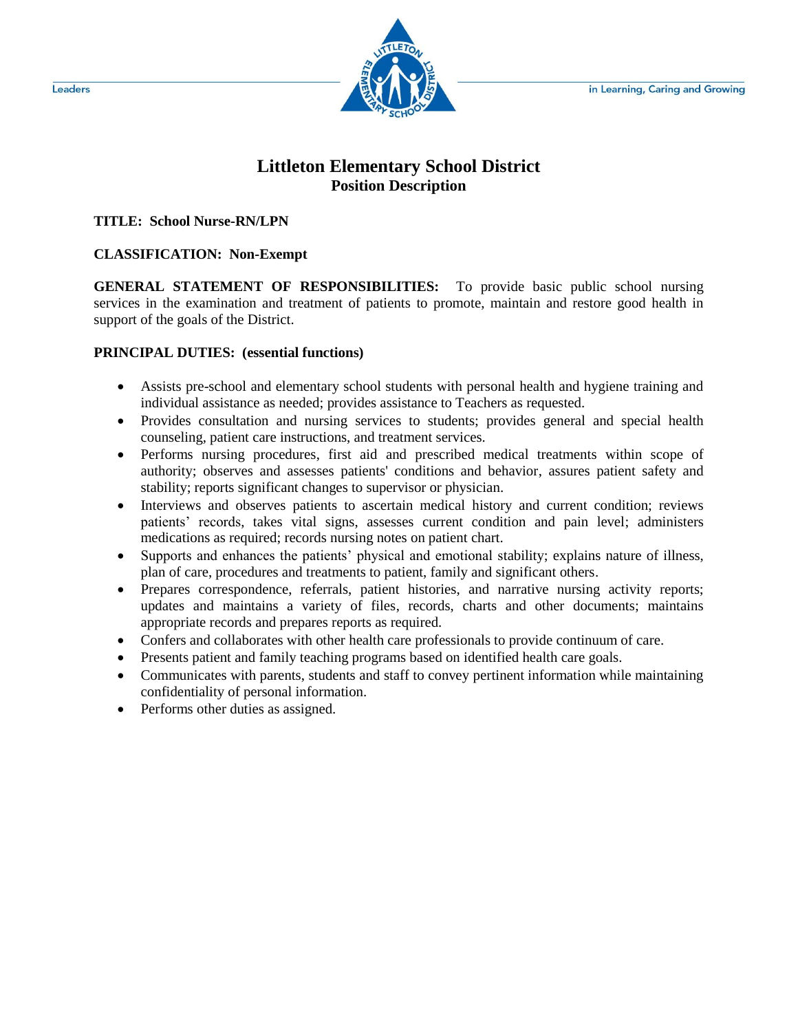Leaders in Learning, Caring and Growing

# Littleton Elementary School District

## Position Description

**TITLE: School Nurse-RN/LPN**

**CLASSIFICATION: Non-Exempt**

**GENERAL STATEMENT OF RESPONSIBILITIES:** To provide basic public school nursing services in the examination and treatment of patients to promote, maintain and restore good health in support of the goals of the District.

**PRINCIPAL DUTIES: (essential functions)**

- Assists pre-school and elementary school students with personal health and hygiene training and individual assistance as needed; provides assistance to Teachers as requested.
- Provides consultation and nursing services to students; provides general and special health counseling, patient care instructions, and treatment services.
- Performs nursing procedures, first aid and prescribed medical treatments within scope of authority; observes and assesses patients' conditions and behavior, assures patient safety and stability; reports significant changes to supervisor or physician.
- Interviews and observes patients to ascertain medical history and current condition; reviews patients' records, takes vital signs, assesses current condition and pain level; administers medications as required; records nursing notes on patient chart.
- Supports and enhances the patients' physical and emotional stability; explains nature of illness, plan of care, procedures and treatments to patient, family and significant others.
- Prepares correspondence, referrals, patient histories, and narrative nursing activity reports; updates and maintains a variety of files, records, charts and other documents; maintains appropriate records and prepares reports as required.
- Confers and collaborates with other health care professionals to provide continuum of care.
- Presents patient and family teaching programs based on identified health care goals.
- Communicates with parents, students and staff to convey pertinent information while maintaining confidentiality of personal information.
- Performs other duties as assigned.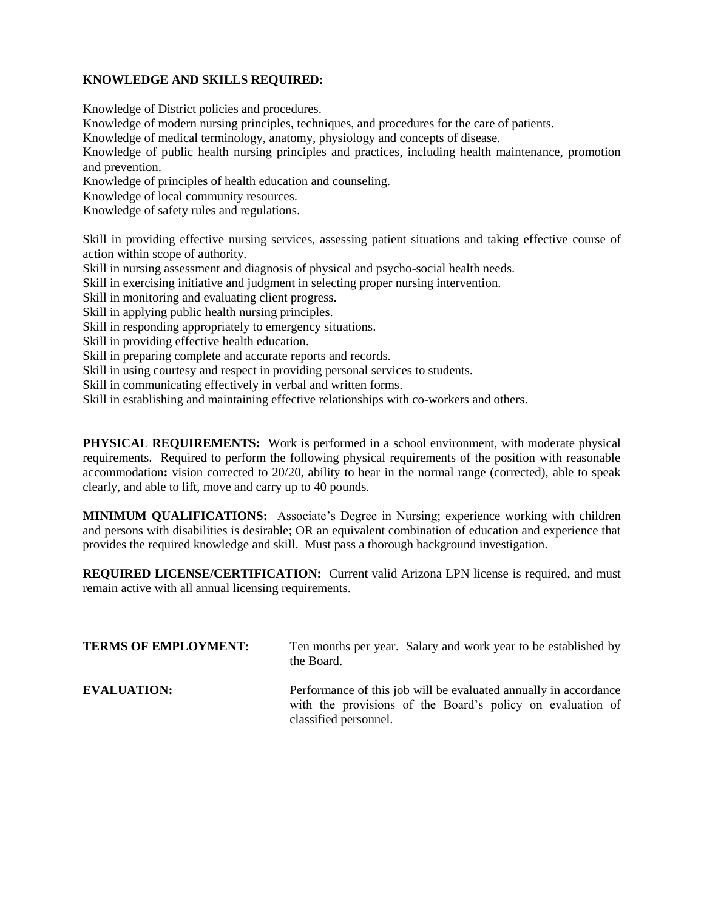**KNOWLEDGE AND SKILLS REQUIRED:**

Knowledge of District policies and procedures.
Knowledge of modern nursing principles, techniques, and procedures for the care of patients.
Knowledge of medical terminology, anatomy, physiology and concepts of disease.
Knowledge of public health nursing principles and practices, including health maintenance, promotion and prevention.
Knowledge of principles of health education and counseling.
Knowledge of local community resources.
Knowledge of safety rules and regulations.

Skill in providing effective nursing services, assessing patient situations and taking effective course of action within scope of authority.
Skill in nursing assessment and diagnosis of physical and psycho-social health needs.
Skill in exercising initiative and judgment in selecting proper nursing intervention.
Skill in monitoring and evaluating client progress.
Skill in applying public health nursing principles.
Skill in responding appropriately to emergency situations.
Skill in providing effective health education.
Skill in preparing complete and accurate reports and records.
Skill in using courtesy and respect in providing personal services to students.
Skill in communicating effectively in verbal and written forms.
Skill in establishing and maintaining effective relationships with co-workers and others.

**PHYSICAL REQUIREMENTS:** Work is performed in a school environment, with moderate physical requirements. Required to perform the following physical requirements of the position with reasonable accommodation**:** vision corrected to 20/20, ability to hear in the normal range (corrected), able to speak clearly, and able to lift, move and carry up to 40 pounds.

**MINIMUM QUALIFICATIONS:** Associate's Degree in Nursing; experience working with children and persons with disabilities is desirable; OR an equivalent combination of education and experience that provides the required knowledge and skill. Must pass a thorough background investigation.

**REQUIRED LICENSE/CERTIFICATION:** Current valid Arizona LPN license is required, and must remain active with all annual licensing requirements.

**TERMS OF EMPLOYMENT:** Ten months per year. Salary and work year to be established by the Board.

**EVALUATION:** Performance of this job will be evaluated annually in accordance with the provisions of the Board's policy on evaluation of classified personnel.